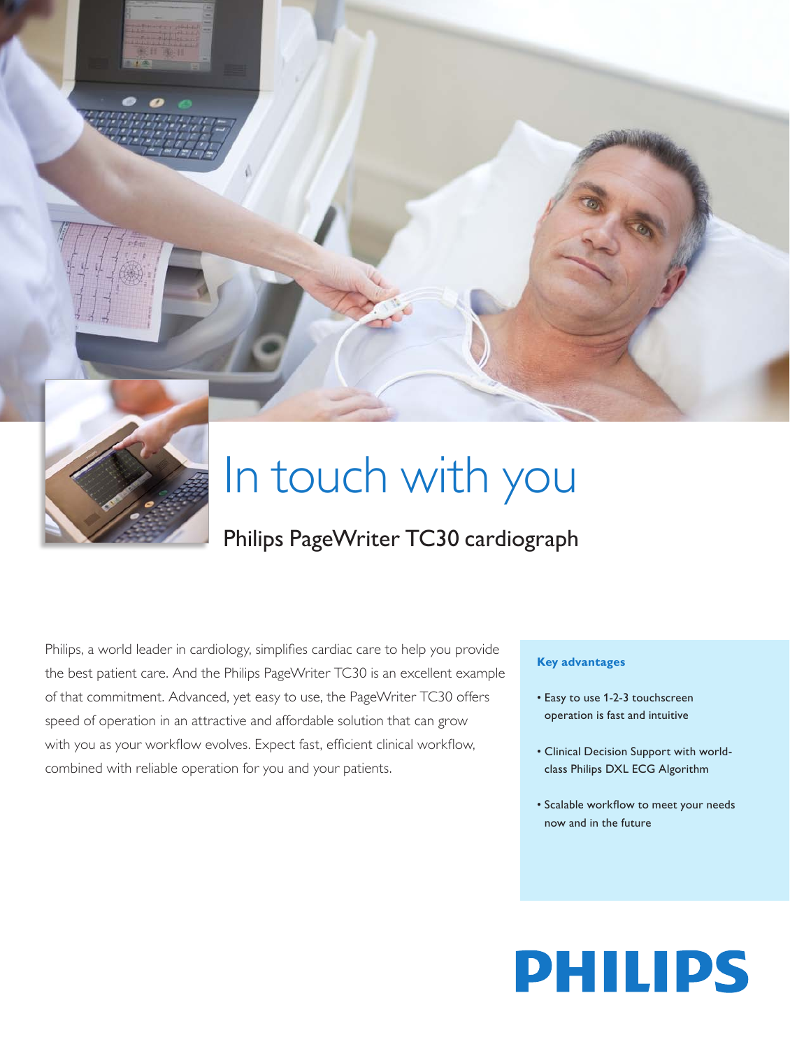# In touch with you

## Philips PageWriter TC30 cardiograph

Philips, a world leader in cardiology, simplifies cardiac care to help you provide the best patient care. And the Philips PageWriter TC30 is an excellent example of that commitment. Advanced, yet easy to use, the PageWriter TC30 offers speed of operation in an attractive and affordable solution that can grow with you as your workflow evolves. Expect fast, efficient clinical workflow, combined with reliable operation for you and your patients.

**Key advantages**

- Easy to use 1-2-3 touchscreen operation is fast and intuitive
- Clinical Decision Support with world-class Philips DXL ECG Algorithm
- Scalable workflow to meet your needs now and in the future

PHILIPS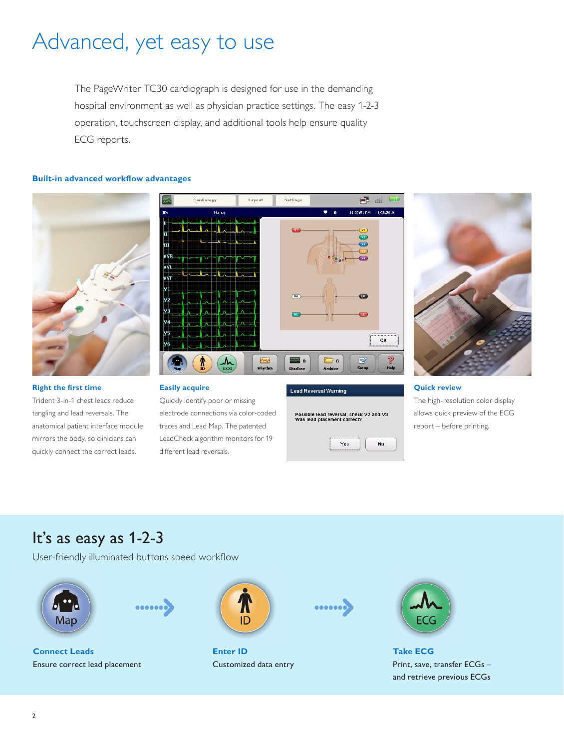# Advanced, yet easy to use

The PageWriter TC30 cardiograph is designed for use in the demanding hospital environment as well as physician practice settings. The easy 1-2-3 operation, touchscreen display, and additional tools help ensure quality ECG reports.

### Built-in advanced workflow advantages

**Right the first time**

Trident 3-in-1 chest leads reduce tangling and lead reversals. The anatomical patient interface module mirrors the body, so clinicians can quickly connect the correct leads.

**Easily acquire**

Quickly identify poor or missing electrode connections via color-coded traces and Lead Map. The patented LeadCheck algorithm monitors for 19 different lead reversals.

Lead Reversal Warning

Possible lead reversal, check V2 and V3
Was lead placement correct?

Yes | No

**Quick review**

The high-resolution color display allows quick preview of the ECG report – before printing.

## It's as easy as 1-2-3

User-friendly illuminated buttons speed workflow

**Connect Leads**
Ensure correct lead placement

**Enter ID**
Customized data entry

**Take ECG**
Print, save, transfer ECGs – and retrieve previous ECGs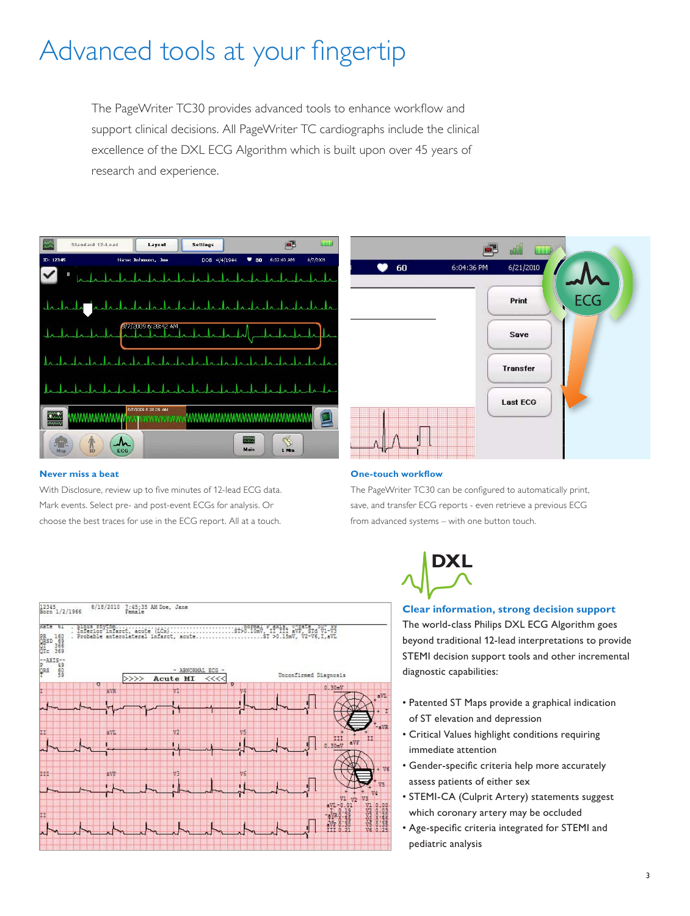# Advanced tools at your fingertip

The PageWriter TC30 provides advanced tools to enhance workflow and support clinical decisions. All PageWriter TC cardiographs include the clinical excellence of the DXL ECG Algorithm which is built upon over 45 years of research and experience.

### Never miss a beat

With Disclosure, review up to five minutes of 12-lead ECG data. Mark events. Select pre- and post-event ECGs for analysis. Or choose the best traces for use in the ECG report. All at a touch.

### One-touch workflow

The PageWriter TC30 can be configured to automatically print, save, and transfer ECG reports - even retrieve a previous ECG from advanced systems – with one button touch.

### Clear information, strong decision support

The world-class Philips DXL ECG Algorithm goes beyond traditional 12-lead interpretations to provide STEMI decision support tools and other incremental diagnostic capabilities:

- Patented ST Maps provide a graphical indication of ST elevation and depression
- Critical Values highlight conditions requiring immediate attention
- Gender-specific criteria help more accurately assess patients of either sex
- STEMI-CA (Culprit Artery) statements suggest which coronary artery may be occluded
- Age-specific criteria integrated for STEMI and pediatric analysis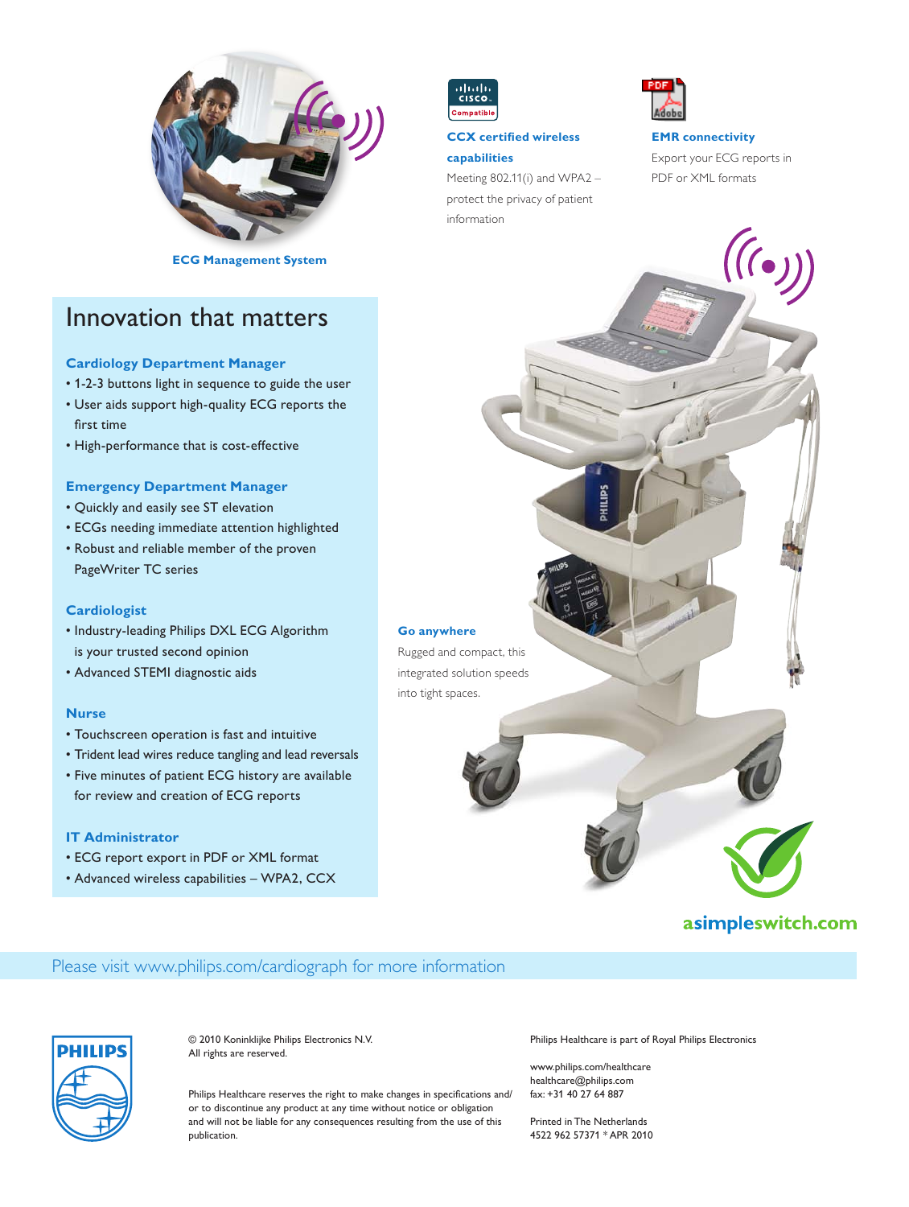**ECG Management System**

**CCX certified wireless capabilities**

Meeting 802.11(i) and WPA2 – protect the privacy of patient information

**EMR connectivity**

Export your ECG reports in PDF or XML formats

## Innovation that matters

### Cardiology Department Manager

- 1-2-3 buttons light in sequence to guide the user
- User aids support high-quality ECG reports the first time
- High-performance that is cost-effective

### Emergency Department Manager

- Quickly and easily see ST elevation
- ECGs needing immediate attention highlighted
- Robust and reliable member of the proven PageWriter TC series

### Cardiologist

- Industry-leading Philips DXL ECG Algorithm is your trusted second opinion
- Advanced STEMI diagnostic aids

### Nurse

- Touchscreen operation is fast and intuitive
- Trident lead wires reduce tangling and lead reversals
- Five minutes of patient ECG history are available for review and creation of ECG reports

### IT Administrator

- ECG report export in PDF or XML format
- Advanced wireless capabilities – WPA2, CCX

**Go anywhere**

Rugged and compact, this integrated solution speeds into tight spaces.

asimpleswitch.com

Please visit www.philips.com/cardiograph for more information

© 2010 Koninklijke Philips Electronics N.V.
All rights are reserved.

Philips Healthcare reserves the right to make changes in specifications and/or to discontinue any product at any time without notice or obligation and will not be liable for any consequences resulting from the use of this publication.

Philips Healthcare is part of Royal Philips Electronics

www.philips.com/healthcare
healthcare@philips.com
fax: +31 40 27 64 887

Printed in The Netherlands
4522 962 57371 * APR 2010